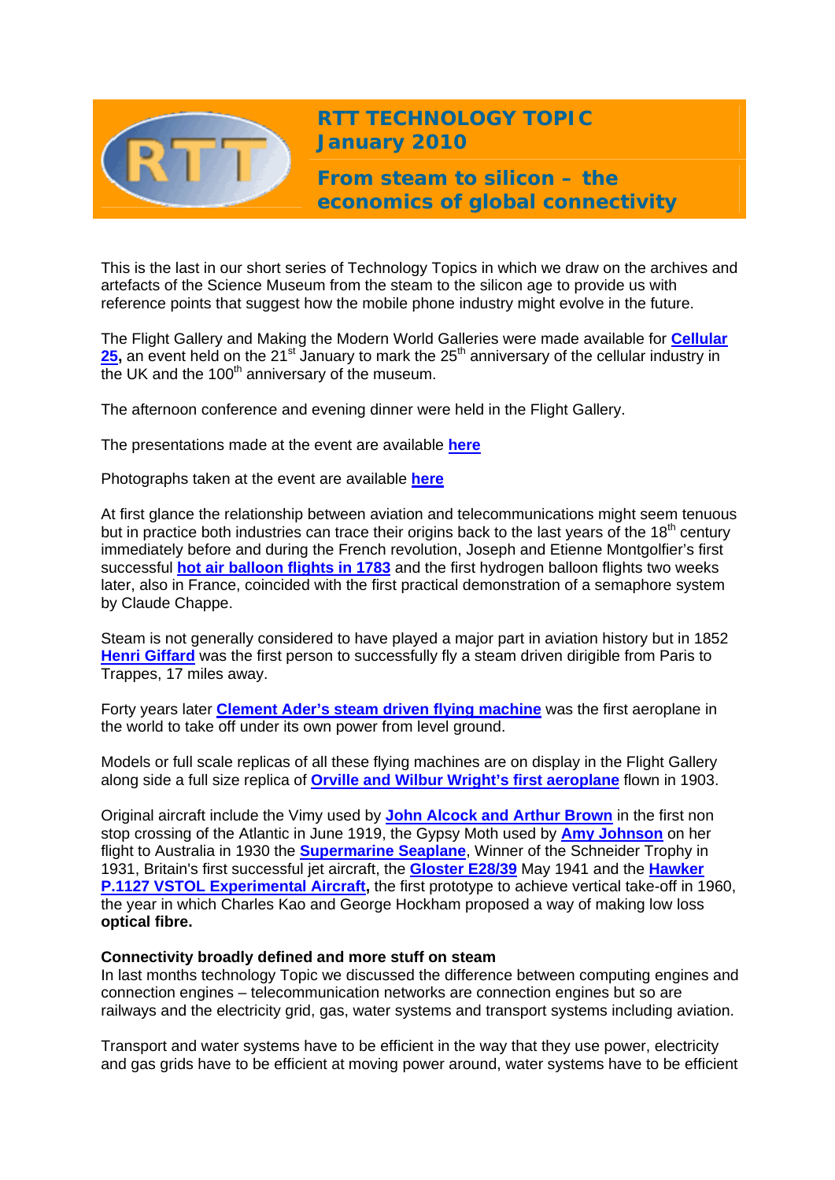# RTT TECHNOLOGY TOPIC January 2010

## From steam to silicon – the economics of global connectivity

This is the last in our short series of Technology Topics in which we draw on the archives and artefacts of the Science Museum from the steam to the silicon age to provide us with reference points that suggest how the mobile phone industry might evolve in the future.

The Flight Gallery and Making the Modern World Galleries were made available for **Cellular 25**, an event held on the 21st January to mark the 25th anniversary of the cellular industry in the UK and the 100th anniversary of the museum.

The afternoon conference and evening dinner were held in the Flight Gallery.

The presentations made at the event are available **here**

Photographs taken at the event are available **here**

At first glance the relationship between aviation and telecommunications might seem tenuous but in practice both industries can trace their origins back to the last years of the 18th century immediately before and during the French revolution, Joseph and Etienne Montgolfier's first successful **hot air balloon flights in 1783** and the first hydrogen balloon flights two weeks later, also in France, coincided with the first practical demonstration of a semaphore system by Claude Chappe.

Steam is not generally considered to have played a major part in aviation history but in 1852 **Henri Giffard** was the first person to successfully fly a steam driven dirigible from Paris to Trappes, 17 miles away.

Forty years later **Clement Ader's steam driven flying machine** was the first aeroplane in the world to take off under its own power from level ground.

Models or full scale replicas of all these flying machines are on display in the Flight Gallery along side a full size replica of **Orville and Wilbur Wright's first aeroplane** flown in 1903.

Original aircraft include the Vimy used by **John Alcock and Arthur Brown** in the first non stop crossing of the Atlantic in June 1919, the Gypsy Moth used by **Amy Johnson** on her flight to Australia in 1930 the **Supermarine Seaplane**, Winner of the Schneider Trophy in 1931, Britain's first successful jet aircraft, the **Gloster E28/39** May 1941 and the **Hawker P.1127 VSTOL Experimental Aircraft,** the first prototype to achieve vertical take-off in 1960, the year in which Charles Kao and George Hockham proposed a way of making low loss **optical fibre.**

**Connectivity broadly defined and more stuff on steam**

In last months technology Topic we discussed the difference between computing engines and connection engines – telecommunication networks are connection engines but so are railways and the electricity grid, gas, water systems and transport systems including aviation.

Transport and water systems have to be efficient in the way that they use power, electricity and gas grids have to be efficient at moving power around, water systems have to be efficient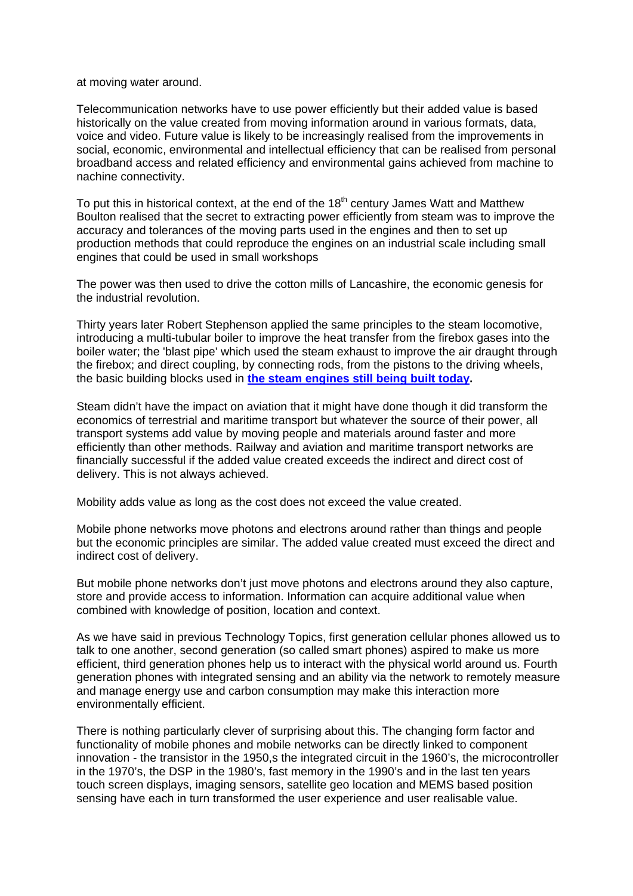at moving water around.

Telecommunication networks have to use power efficiently but their added value is based historically on the value created from moving information around in various formats, data, voice and video. Future value is likely to be increasingly realised from the improvements in social, economic, environmental and intellectual efficiency that can be realised from personal broadband access and related efficiency and environmental gains achieved from machine to nachine connectivity.

To put this in historical context, at the end of the 18$^{th}$ century James Watt and Matthew Boulton realised that the secret to extracting power efficiently from steam was to improve the accuracy and tolerances of the moving parts used in the engines and then to set up production methods that could reproduce the engines on an industrial scale including small engines that could be used in small workshops

The power was then used to drive the cotton mills of Lancashire, the economic genesis for the industrial revolution.

Thirty years later Robert Stephenson applied the same principles to the steam locomotive, introducing a multi-tubular boiler to improve the heat transfer from the firebox gases into the boiler water; the 'blast pipe' which used the steam exhaust to improve the air draught through the firebox; and direct coupling, by connecting rods, from the pistons to the driving wheels, the basic building blocks used in **the steam engines still being built today.**

Steam didn't have the impact on aviation that it might have done though it did transform the economics of terrestrial and maritime transport but whatever the source of their power, all transport systems add value by moving people and materials around faster and more efficiently than other methods. Railway and aviation and maritime transport networks are financially successful if the added value created exceeds the indirect and direct cost of delivery. This is not always achieved.

Mobility adds value as long as the cost does not exceed the value created.

Mobile phone networks move photons and electrons around rather than things and people but the economic principles are similar. The added value created must exceed the direct and indirect cost of delivery.

But mobile phone networks don't just move photons and electrons around they also capture, store and provide access to information. Information can acquire additional value when combined with knowledge of position, location and context.

As we have said in previous Technology Topics, first generation cellular phones allowed us to talk to one another, second generation (so called smart phones) aspired to make us more efficient, third generation phones help us to interact with the physical world around us. Fourth generation phones with integrated sensing and an ability via the network to remotely measure and manage energy use and carbon consumption may make this interaction more environmentally efficient.

There is nothing particularly clever of surprising about this. The changing form factor and functionality of mobile phones and mobile networks can be directly linked to component innovation - the transistor in the 1950,s the integrated circuit in the 1960's, the microcontroller in the 1970's, the DSP in the 1980's, fast memory in the 1990's and in the last ten years touch screen displays, imaging sensors, satellite geo location and MEMS based position sensing have each in turn transformed the user experience and user realisable value.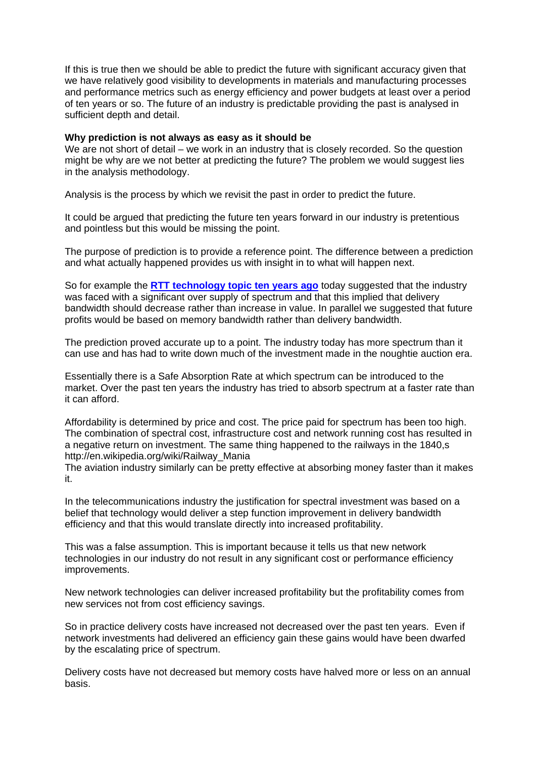If this is true then we should be able to predict the future with significant accuracy given that we have relatively good visibility to developments in materials and manufacturing processes and performance metrics such as energy efficiency and power budgets at least over a period of ten years or so. The future of an industry is predictable providing the past is analysed in sufficient depth and detail.

**Why prediction is not always as easy as it should be**

We are not short of detail – we work in an industry that is closely recorded. So the question might be why are we not better at predicting the future? The problem we would suggest lies in the analysis methodology.

Analysis is the process by which we revisit the past in order to predict the future.

It could be argued that predicting the future ten years forward in our industry is pretentious and pointless but this would be missing the point.

The purpose of prediction is to provide a reference point. The difference between a prediction and what actually happened provides us with insight in to what will happen next.

So for example the **RTT technology topic ten years ago** today suggested that the industry was faced with a significant over supply of spectrum and that this implied that delivery bandwidth should decrease rather than increase in value. In parallel we suggested that future profits would be based on memory bandwidth rather than delivery bandwidth.

The prediction proved accurate up to a point. The industry today has more spectrum than it can use and has had to write down much of the investment made in the noughtie auction era.

Essentially there is a Safe Absorption Rate at which spectrum can be introduced to the market. Over the past ten years the industry has tried to absorb spectrum at a faster rate than it can afford.

Affordability is determined by price and cost. The price paid for spectrum has been too high. The combination of spectral cost, infrastructure cost and network running cost has resulted in a negative return on investment. The same thing happened to the railways in the 1840,s http://en.wikipedia.org/wiki/Railway_Mania

The aviation industry similarly can be pretty effective at absorbing money faster than it makes it.

In the telecommunications industry the justification for spectral investment was based on a belief that technology would deliver a step function improvement in delivery bandwidth efficiency and that this would translate directly into increased profitability.

This was a false assumption. This is important because it tells us that new network technologies in our industry do not result in any significant cost or performance efficiency improvements.

New network technologies can deliver increased profitability but the profitability comes from new services not from cost efficiency savings.

So in practice delivery costs have increased not decreased over the past ten years. Even if network investments had delivered an efficiency gain these gains would have been dwarfed by the escalating price of spectrum.

Delivery costs have not decreased but memory costs have halved more or less on an annual basis.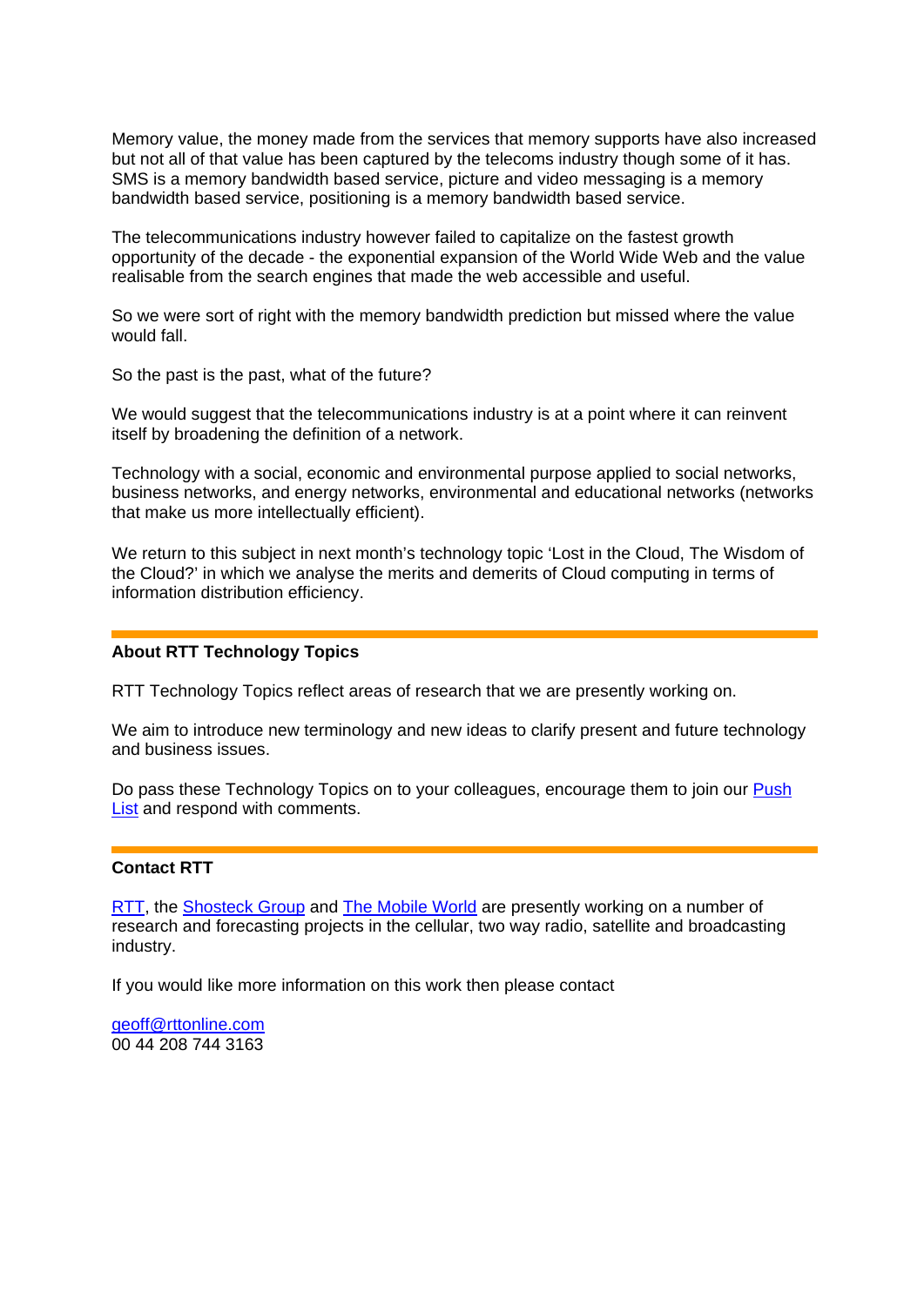Memory value, the money made from the services that memory supports have also increased but not all of that value has been captured by the telecoms industry though some of it has. SMS is a memory bandwidth based service, picture and video messaging is a memory bandwidth based service, positioning is a memory bandwidth based service.

The telecommunications industry however failed to capitalize on the fastest growth opportunity of the decade - the exponential expansion of the World Wide Web and the value realisable from the search engines that made the web accessible and useful.

So we were sort of right with the memory bandwidth prediction but missed where the value would fall.

So the past is the past, what of the future?

We would suggest that the telecommunications industry is at a point where it can reinvent itself by broadening the definition of a network.

Technology with a social, economic and environmental purpose applied to social networks, business networks, and energy networks, environmental and educational networks (networks that make us more intellectually efficient).

We return to this subject in next month's technology topic 'Lost in the Cloud, The Wisdom of the Cloud?' in which we analyse the merits and demerits of Cloud computing in terms of information distribution efficiency.

---

**About RTT Technology Topics**

RTT Technology Topics reflect areas of research that we are presently working on.

We aim to introduce new terminology and new ideas to clarify present and future technology and business issues.

Do pass these Technology Topics on to your colleagues, encourage them to join our Push List and respond with comments.

---

**Contact RTT**

RTT, the Shosteck Group and The Mobile World are presently working on a number of research and forecasting projects in the cellular, two way radio, satellite and broadcasting industry.

If you would like more information on this work then please contact

geoff@rttonline.com
00 44 208 744 3163